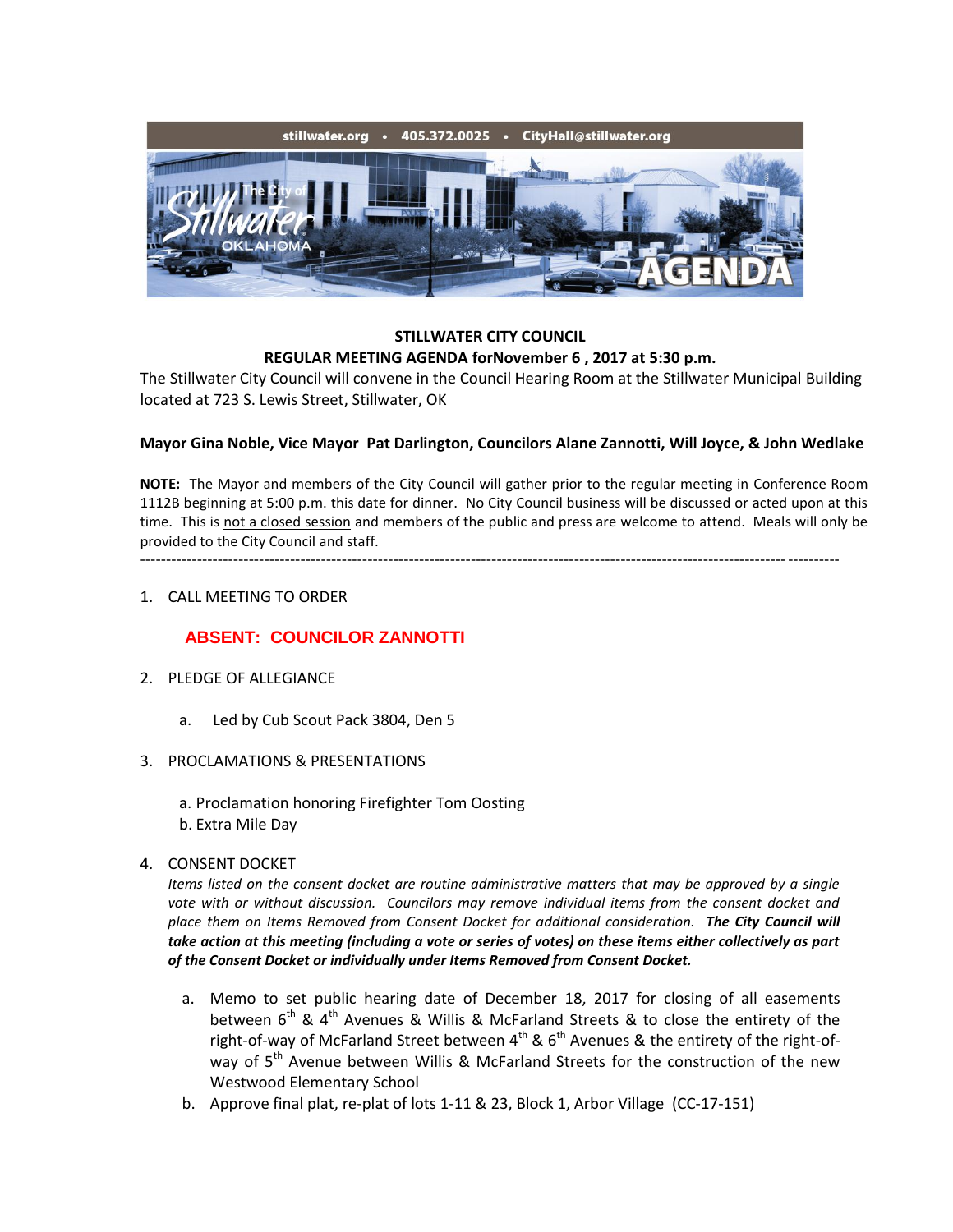stillwater.org • 405.372.0025 • CityHall@stillwater.org

**STILLWATER CITY COUNCIL**
**REGULAR MEETING AGENDA forNovember 6 , 2017 at 5:30 p.m.**

The Stillwater City Council will convene in the Council Hearing Room at the Stillwater Municipal Building located at 723 S. Lewis Street, Stillwater, OK

**Mayor Gina Noble, Vice Mayor Pat Darlington, Councilors Alane Zannotti, Will Joyce, & John Wedlake**

**NOTE:** The Mayor and members of the City Council will gather prior to the regular meeting in Conference Room 1112B beginning at 5:00 p.m. this date for dinner. No City Council business will be discussed or acted upon at this time. This is not a closed session and members of the public and press are welcome to attend. Meals will only be provided to the City Council and staff.

---

1. CALL MEETING TO ORDER

   **ABSENT: COUNCILOR ZANNOTTI**

2. PLEDGE OF ALLEGIANCE

   a. Led by Cub Scout Pack 3804, Den 5

3. PROCLAMATIONS & PRESENTATIONS

   a. Proclamation honoring Firefighter Tom Oosting
   b. Extra Mile Day

4. CONSENT DOCKET

   *Items listed on the consent docket are routine administrative matters that may be approved by a single vote with or without discussion. Councilors may remove individual items from the consent docket and place them on Items Removed from Consent Docket for additional consideration.* ***The City Council will take action at this meeting (including a vote or series of votes) on these items either collectively as part of the Consent Docket or individually under Items Removed from Consent Docket.***

   a. Memo to set public hearing date of December 18, 2017 for closing of all easements between 6th & 4th Avenues & Willis & McFarland Streets & to close the entirety of the right-of-way of McFarland Street between 4th & 6th Avenues & the entirety of the right-of-way of 5th Avenue between Willis & McFarland Streets for the construction of the new Westwood Elementary School
   b. Approve final plat, re-plat of lots 1-11 & 23, Block 1, Arbor Village (CC-17-151)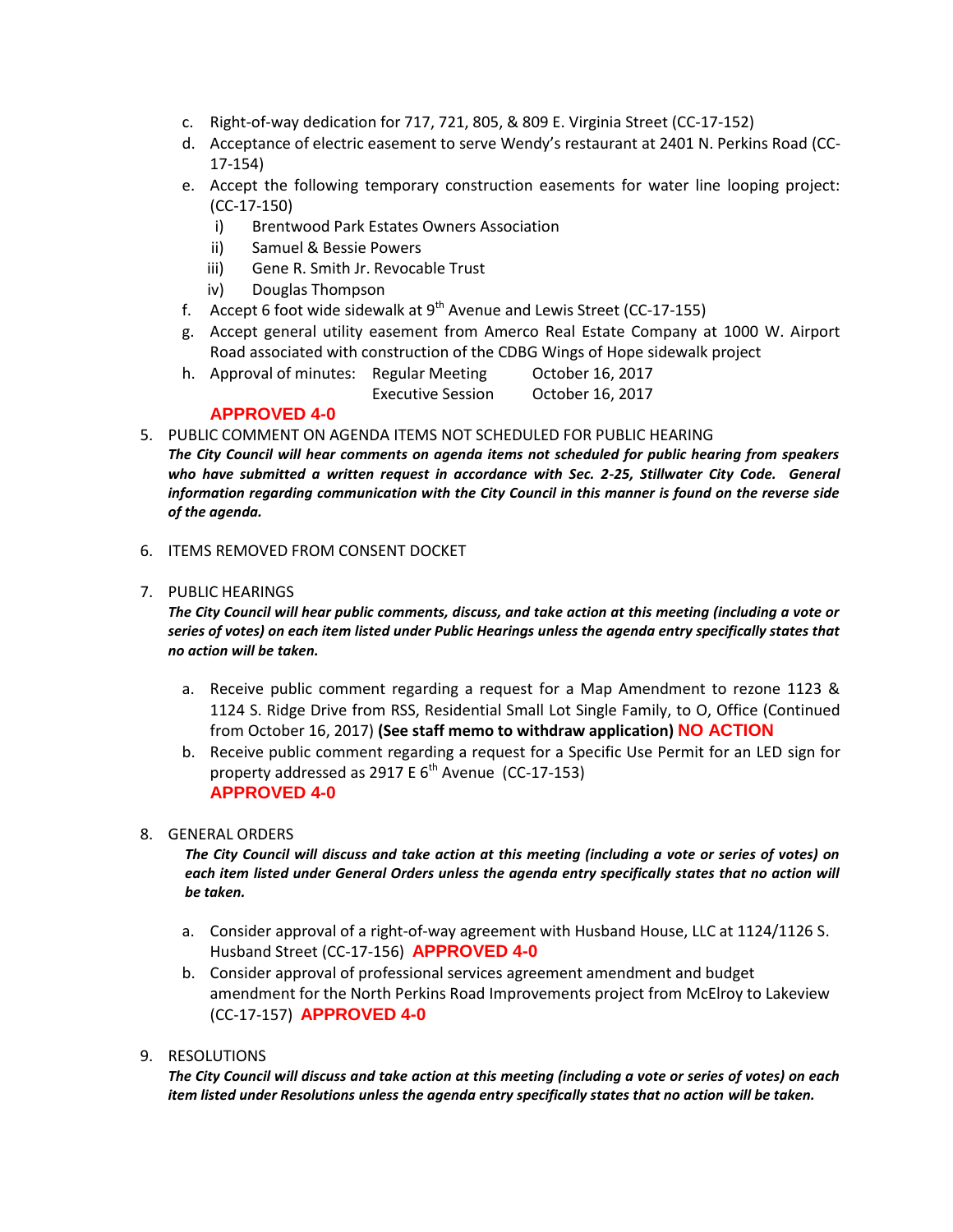c. Right-of-way dedication for 717, 721, 805, & 809 E. Virginia Street (CC-17-152)
d. Acceptance of electric easement to serve Wendy's restaurant at 2401 N. Perkins Road (CC-17-154)
e. Accept the following temporary construction easements for water line looping project: (CC-17-150)
   i) Brentwood Park Estates Owners Association
   ii) Samuel & Bessie Powers
   iii) Gene R. Smith Jr. Revocable Trust
   iv) Douglas Thompson
f. Accept 6 foot wide sidewalk at 9th Avenue and Lewis Street (CC-17-155)
g. Accept general utility easement from Amerco Real Estate Company at 1000 W. Airport Road associated with construction of the CDBG Wings of Hope sidewalk project
h. Approval of minutes: Regular Meeting October 16, 2017
   Executive Session October 16, 2017

**APPROVED 4-0**

5. PUBLIC COMMENT ON AGENDA ITEMS NOT SCHEDULED FOR PUBLIC HEARING

***The City Council will hear comments on agenda items not scheduled for public hearing from speakers who have submitted a written request in accordance with Sec. 2-25, Stillwater City Code. General information regarding communication with the City Council in this manner is found on the reverse side of the agenda.***

6. ITEMS REMOVED FROM CONSENT DOCKET

7. PUBLIC HEARINGS

***The City Council will hear public comments, discuss, and take action at this meeting (including a vote or series of votes) on each item listed under Public Hearings unless the agenda entry specifically states that no action will be taken.***

a. Receive public comment regarding a request for a Map Amendment to rezone 1123 & 1124 S. Ridge Drive from RSS, Residential Small Lot Single Family, to O, Office (Continued from October 16, 2017) **(See staff memo to withdraw application)** **NO ACTION**
b. Receive public comment regarding a request for a Specific Use Permit for an LED sign for property addressed as 2917 E 6th Avenue (CC-17-153)
   **APPROVED 4-0**

8. GENERAL ORDERS

***The City Council will discuss and take action at this meeting (including a vote or series of votes) on each item listed under General Orders unless the agenda entry specifically states that no action will be taken.***

a. Consider approval of a right-of-way agreement with Husband House, LLC at 1124/1126 S. Husband Street (CC-17-156) **APPROVED 4-0**
b. Consider approval of professional services agreement amendment and budget amendment for the North Perkins Road Improvements project from McElroy to Lakeview (CC-17-157) **APPROVED 4-0**

9. RESOLUTIONS

***The City Council will discuss and take action at this meeting (including a vote or series of votes) on each item listed under Resolutions unless the agenda entry specifically states that no action will be taken.***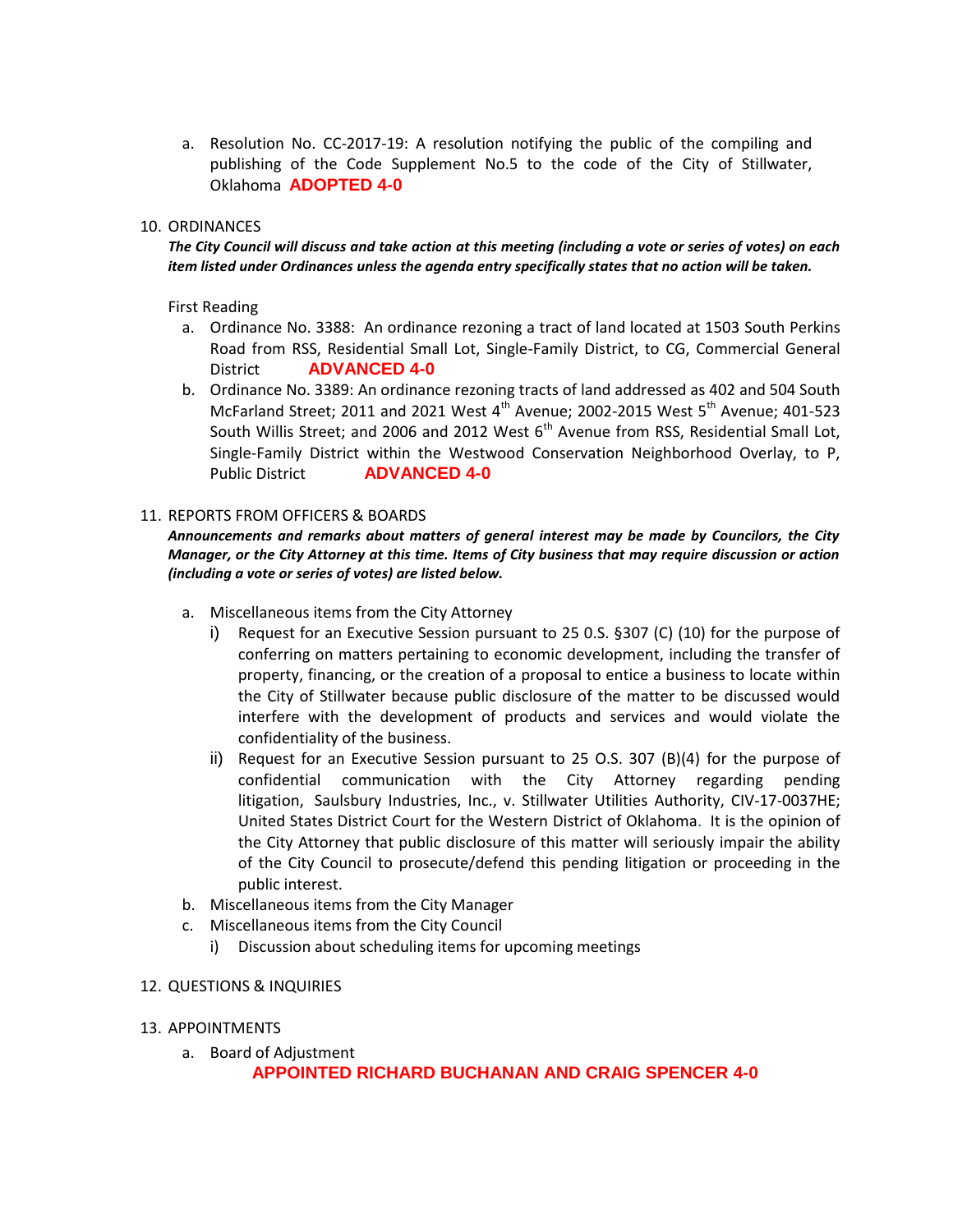a. Resolution No. CC-2017-19: A resolution notifying the public of the compiling and publishing of the Code Supplement No.5 to the code of the City of Stillwater, Oklahoma **ADOPTED 4-0**

10. ORDINANCES

***The City Council will discuss and take action at this meeting (including a vote or series of votes) on each item listed under Ordinances unless the agenda entry specifically states that no action will be taken.***

First Reading

a. Ordinance No. 3388: An ordinance rezoning a tract of land located at 1503 South Perkins Road from RSS, Residential Small Lot, Single-Family District, to CG, Commercial General District **ADVANCED 4-0**

b. Ordinance No. 3389: An ordinance rezoning tracts of land addressed as 402 and 504 South McFarland Street; 2011 and 2021 West 4th Avenue; 2002-2015 West 5th Avenue; 401-523 South Willis Street; and 2006 and 2012 West 6th Avenue from RSS, Residential Small Lot, Single-Family District within the Westwood Conservation Neighborhood Overlay, to P, Public District **ADVANCED 4-0**

11. REPORTS FROM OFFICERS & BOARDS

***Announcements and remarks about matters of general interest may be made by Councilors, the City Manager, or the City Attorney at this time. Items of City business that may require discussion or action (including a vote or series of votes) are listed below.***

a. Miscellaneous items from the City Attorney
   i) Request for an Executive Session pursuant to 25 O.S. §307 (C) (10) for the purpose of conferring on matters pertaining to economic development, including the transfer of property, financing, or the creation of a proposal to entice a business to locate within the City of Stillwater because public disclosure of the matter to be discussed would interfere with the development of products and services and would violate the confidentiality of the business.
   ii) Request for an Executive Session pursuant to 25 O.S. 307 (B)(4) for the purpose of confidential communication with the City Attorney regarding pending litigation, Saulsbury Industries, Inc., v. Stillwater Utilities Authority, CIV-17-0037HE; United States District Court for the Western District of Oklahoma. It is the opinion of the City Attorney that public disclosure of this matter will seriously impair the ability of the City Council to prosecute/defend this pending litigation or proceeding in the public interest.

b. Miscellaneous items from the City Manager

c. Miscellaneous items from the City Council
   i) Discussion about scheduling items for upcoming meetings

12. QUESTIONS & INQUIRIES

13. APPOINTMENTS

a. Board of Adjustment

**APPOINTED RICHARD BUCHANAN AND CRAIG SPENCER 4-0**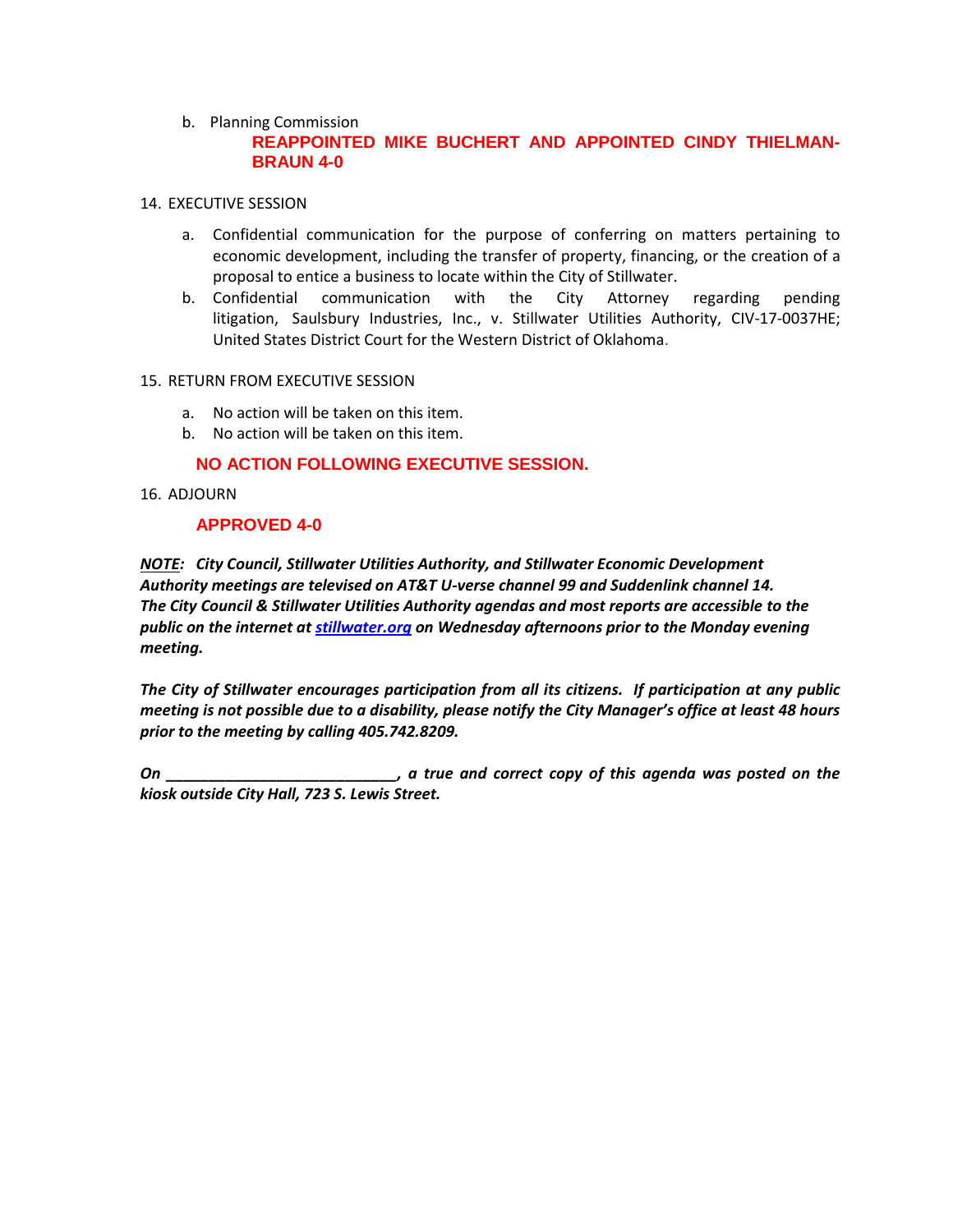b. Planning Commission

**REAPPOINTED MIKE BUCHERT AND APPOINTED CINDY THIELMAN-BRAUN 4-0**

14. EXECUTIVE SESSION

   a. Confidential communication for the purpose of conferring on matters pertaining to economic development, including the transfer of property, financing, or the creation of a proposal to entice a business to locate within the City of Stillwater.
   b. Confidential communication with the City Attorney regarding pending litigation, Saulsbury Industries, Inc., v. Stillwater Utilities Authority, CIV-17-0037HE; United States District Court for the Western District of Oklahoma.

15. RETURN FROM EXECUTIVE SESSION

   a. No action will be taken on this item.
   b. No action will be taken on this item.

**NO ACTION FOLLOWING EXECUTIVE SESSION.**

16. ADJOURN

**APPROVED 4-0**

***NOTE: City Council, Stillwater Utilities Authority, and Stillwater Economic Development Authority meetings are televised on AT&T U-verse channel 99 and Suddenlink channel 14. The City Council & Stillwater Utilities Authority agendas and most reports are accessible to the public on the internet at stillwater.org on Wednesday afternoons prior to the Monday evening meeting.***

***The City of Stillwater encourages participation from all its citizens. If participation at any public meeting is not possible due to a disability, please notify the City Manager's office at least 48 hours prior to the meeting by calling 405.742.8209.***

***On ___________________________, a true and correct copy of this agenda was posted on the kiosk outside City Hall, 723 S. Lewis Street.***